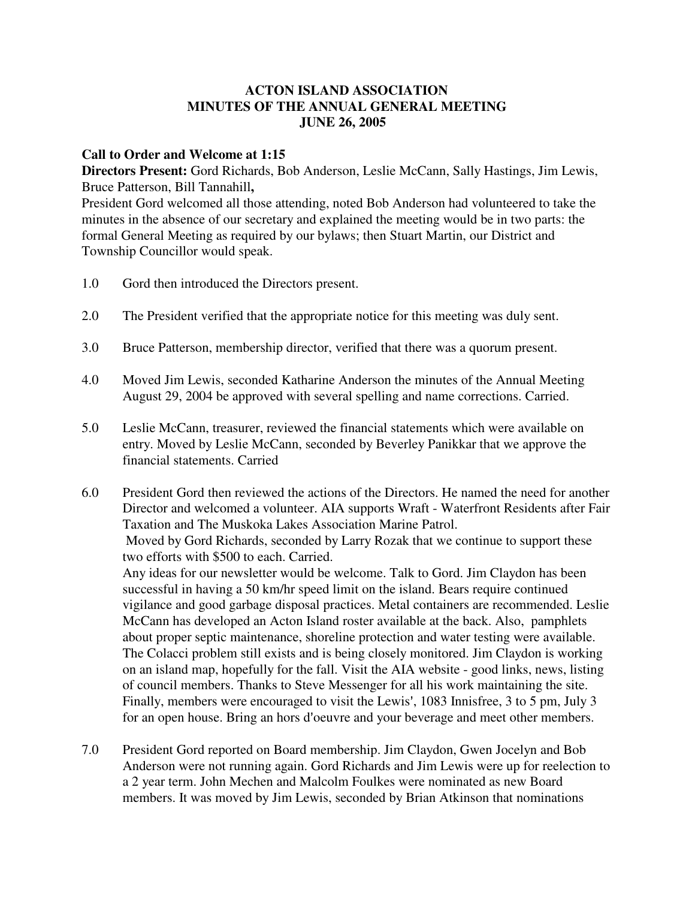# ACTON ISLAND ASSOCIATION
# MINUTES OF THE ANNUAL GENERAL MEETING
# JUNE 26, 2005

**Call to Order and Welcome at 1:15**

**Directors Present:** Gord Richards, Bob Anderson, Leslie McCann, Sally Hastings, Jim Lewis, Bruce Patterson, Bill Tannahill**,**

President Gord welcomed all those attending, noted Bob Anderson had volunteered to take the minutes in the absence of our secretary and explained the meeting would be in two parts: the formal General Meeting as required by our bylaws; then Stuart Martin, our District and Township Councillor would speak.

1.0 Gord then introduced the Directors present.

2.0 The President verified that the appropriate notice for this meeting was duly sent.

3.0 Bruce Patterson, membership director, verified that there was a quorum present.

4.0 Moved Jim Lewis, seconded Katharine Anderson the minutes of the Annual Meeting August 29, 2004 be approved with several spelling and name corrections. Carried.

5.0 Leslie McCann, treasurer, reviewed the financial statements which were available on entry. Moved by Leslie McCann, seconded by Beverley Panikkar that we approve the financial statements. Carried

6.0 President Gord then reviewed the actions of the Directors. He named the need for another Director and welcomed a volunteer. AIA supports Wraft - Waterfront Residents after Fair Taxation and The Muskoka Lakes Association Marine Patrol.
Moved by Gord Richards, seconded by Larry Rozak that we continue to support these two efforts with $500 to each. Carried.
Any ideas for our newsletter would be welcome. Talk to Gord. Jim Claydon has been successful in having a 50 km/hr speed limit on the island. Bears require continued vigilance and good garbage disposal practices. Metal containers are recommended. Leslie McCann has developed an Acton Island roster available at the back. Also, pamphlets about proper septic maintenance, shoreline protection and water testing were available. The Colacci problem still exists and is being closely monitored. Jim Claydon is working on an island map, hopefully for the fall. Visit the AIA website - good links, news, listing of council members. Thanks to Steve Messenger for all his work maintaining the site. Finally, members were encouraged to visit the Lewis', 1083 Innisfree, 3 to 5 pm, July 3 for an open house. Bring an hors d'oeuvre and your beverage and meet other members.

7.0 President Gord reported on Board membership. Jim Claydon, Gwen Jocelyn and Bob Anderson were not running again. Gord Richards and Jim Lewis were up for reelection to a 2 year term. John Mechen and Malcolm Foulkes were nominated as new Board members. It was moved by Jim Lewis, seconded by Brian Atkinson that nominations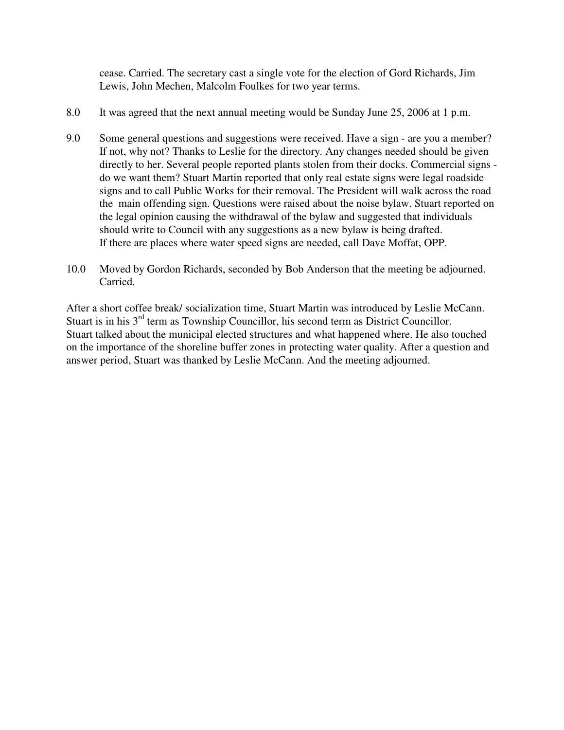cease. Carried. The secretary cast a single vote for the election of Gord Richards, Jim Lewis, John Mechen, Malcolm Foulkes for two year terms.

8.0 It was agreed that the next annual meeting would be Sunday June 25, 2006 at 1 p.m.

9.0 Some general questions and suggestions were received. Have a sign - are you a member? If not, why not? Thanks to Leslie for the directory. Any changes needed should be given directly to her. Several people reported plants stolen from their docks. Commercial signs - do we want them? Stuart Martin reported that only real estate signs were legal roadside signs and to call Public Works for their removal. The President will walk across the road the main offending sign. Questions were raised about the noise bylaw. Stuart reported on the legal opinion causing the withdrawal of the bylaw and suggested that individuals should write to Council with any suggestions as a new bylaw is being drafted. If there are places where water speed signs are needed, call Dave Moffat, OPP.

10.0 Moved by Gordon Richards, seconded by Bob Anderson that the meeting be adjourned. Carried.

After a short coffee break/ socialization time, Stuart Martin was introduced by Leslie McCann. Stuart is in his 3rd term as Township Councillor, his second term as District Councillor. Stuart talked about the municipal elected structures and what happened where. He also touched on the importance of the shoreline buffer zones in protecting water quality. After a question and answer period, Stuart was thanked by Leslie McCann. And the meeting adjourned.